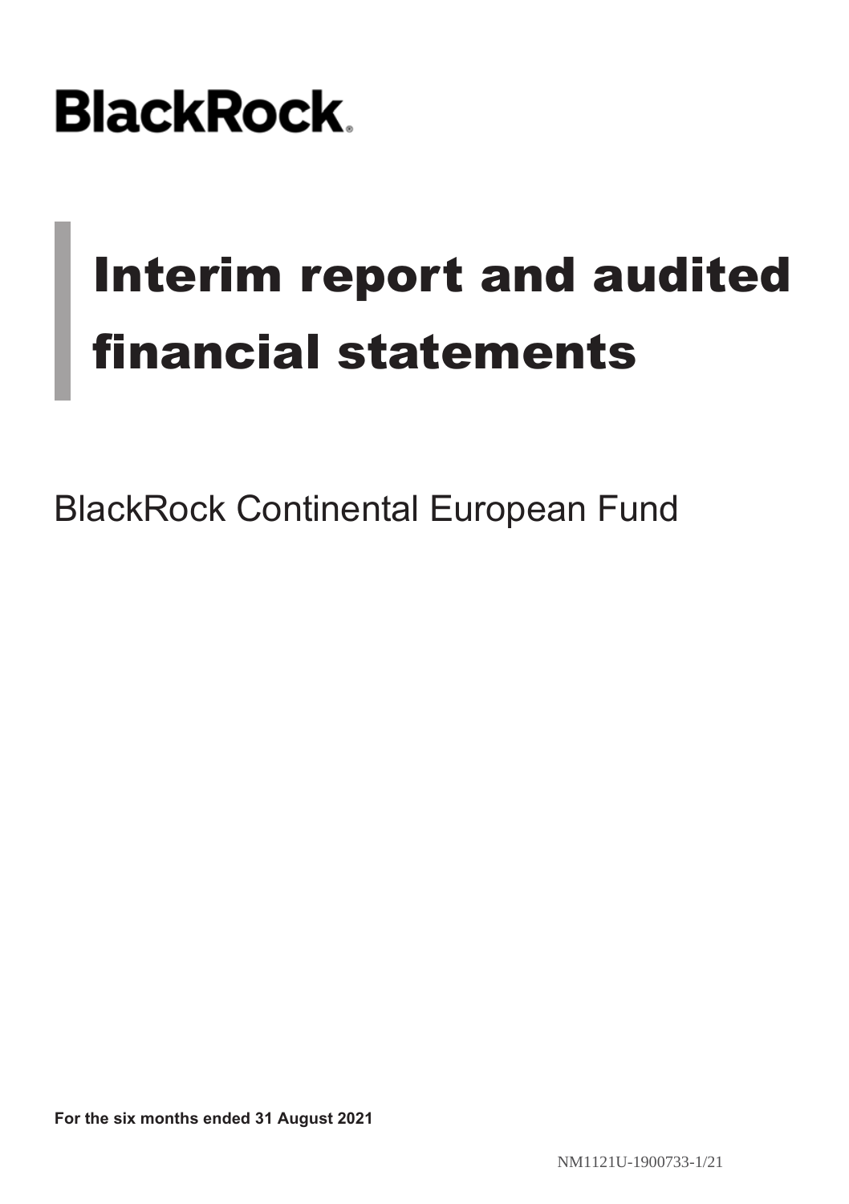BlackRock

# Interim report and audited financial statements

BlackRock Continental European Fund

**For the six months ended 31 August 2021**

NM1121U-1900733-1/21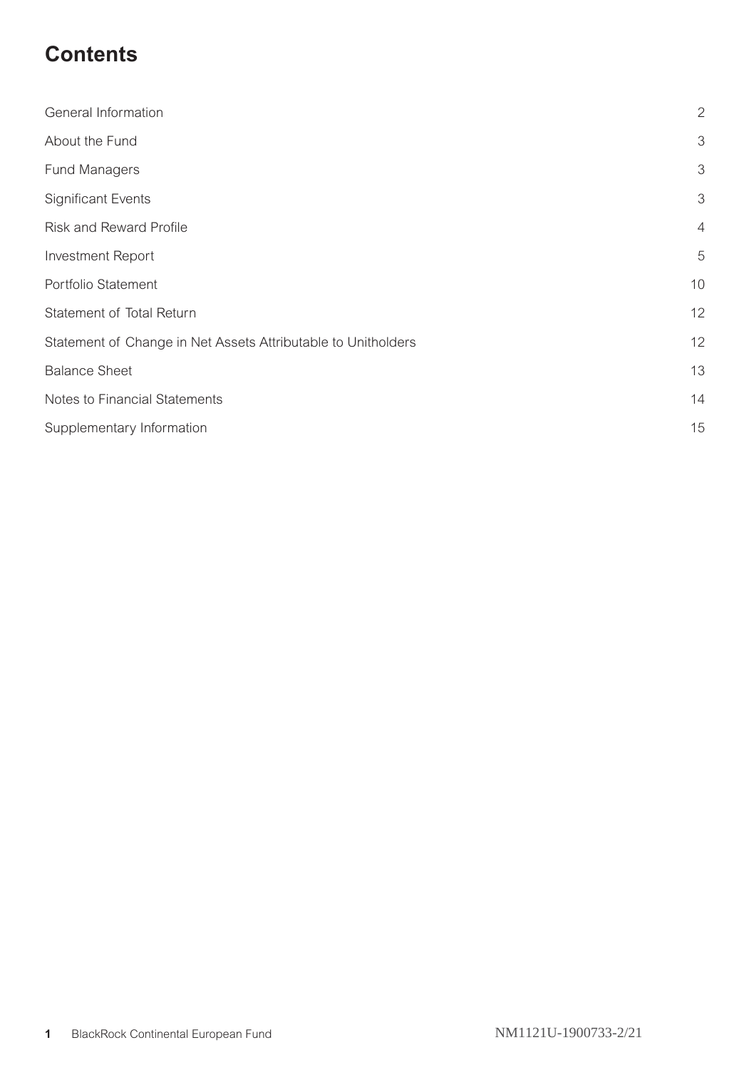# Contents

| | |
|---|---|
| General Information | 2 |
| About the Fund | 3 |
| Fund Managers | 3 |
| Significant Events | 3 |
| Risk and Reward Profile | 4 |
| Investment Report | 5 |
| Portfolio Statement | 10 |
| Statement of Total Return | 12 |
| Statement of Change in Net Assets Attributable to Unitholders | 12 |
| Balance Sheet | 13 |
| Notes to Financial Statements | 14 |
| Supplementary Information | 15 |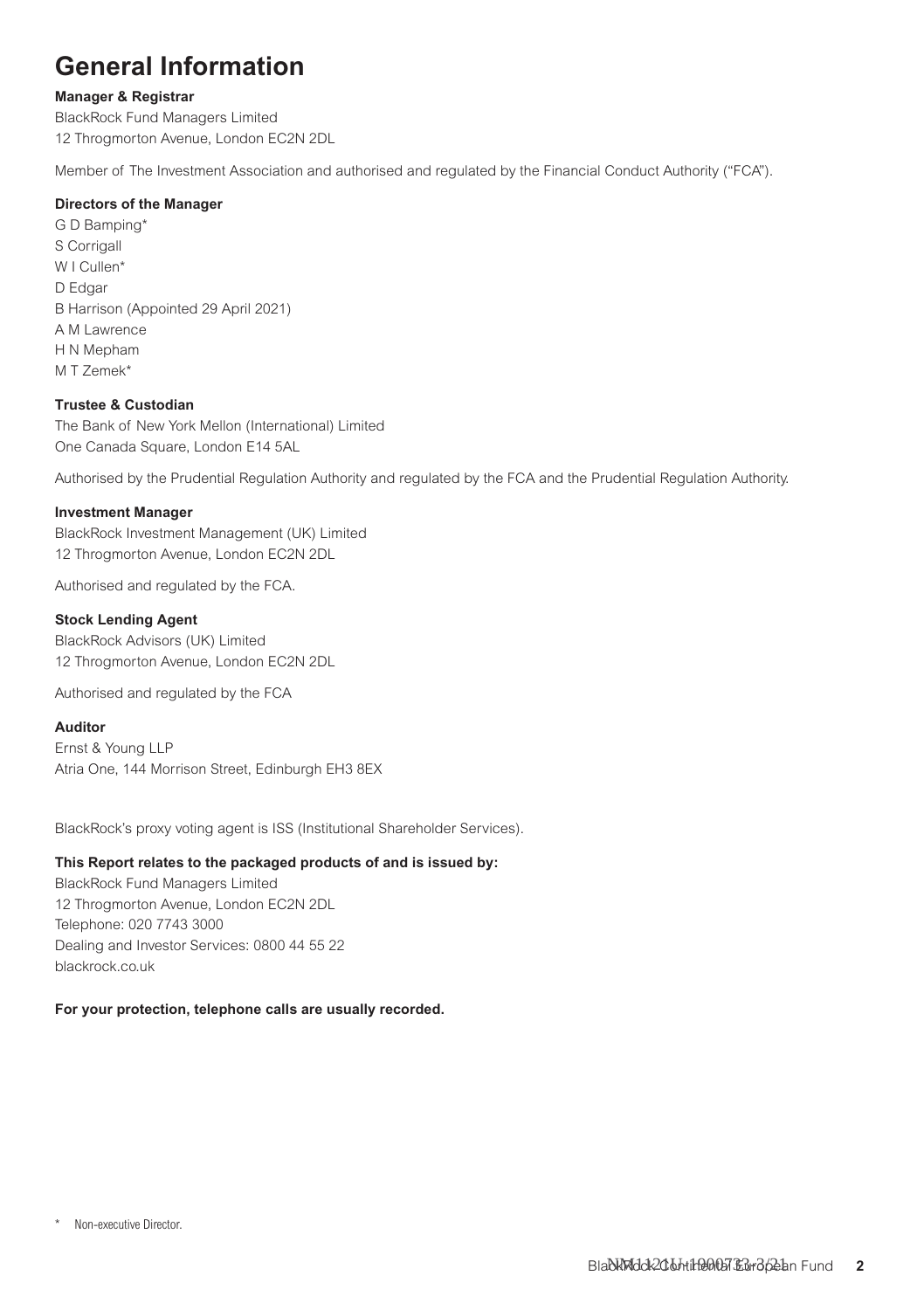# General Information

**Manager & Registrar**
BlackRock Fund Managers Limited
12 Throgmorton Avenue, London EC2N 2DL

Member of The Investment Association and authorised and regulated by the Financial Conduct Authority ("FCA").

**Directors of the Manager**
G D Bamping*
S Corrigall
W I Cullen*
D Edgar
B Harrison (Appointed 29 April 2021)
A M Lawrence
H N Mepham
M T Zemek*

**Trustee & Custodian**
The Bank of New York Mellon (International) Limited
One Canada Square, London E14 5AL

Authorised by the Prudential Regulation Authority and regulated by the FCA and the Prudential Regulation Authority.

**Investment Manager**
BlackRock Investment Management (UK) Limited
12 Throgmorton Avenue, London EC2N 2DL

Authorised and regulated by the FCA.

**Stock Lending Agent**
BlackRock Advisors (UK) Limited
12 Throgmorton Avenue, London EC2N 2DL

Authorised and regulated by the FCA

**Auditor**
Ernst & Young LLP
Atria One, 144 Morrison Street, Edinburgh EH3 8EX

BlackRock's proxy voting agent is ISS (Institutional Shareholder Services).

**This Report relates to the packaged products of and is issued by:**
BlackRock Fund Managers Limited
12 Throgmorton Avenue, London EC2N 2DL
Telephone: 020 7743 3000
Dealing and Investor Services: 0800 44 55 22
blackrock.co.uk

**For your protection, telephone calls are usually recorded.**

\* Non-executive Director.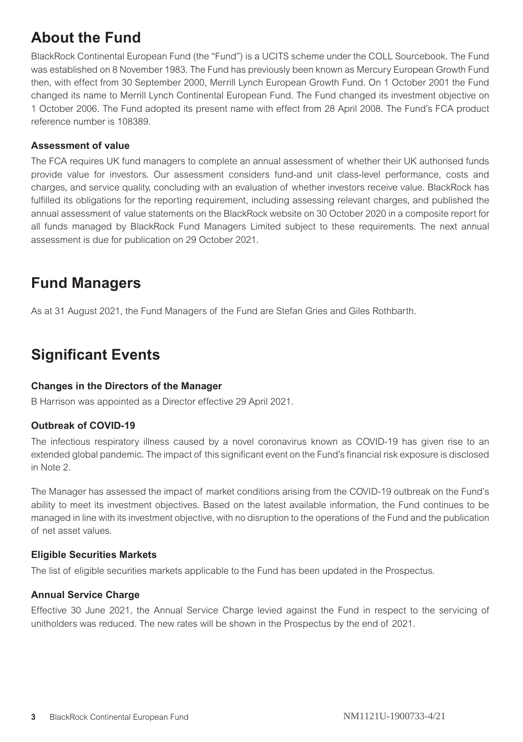# About the Fund

BlackRock Continental European Fund (the "Fund") is a UCITS scheme under the COLL Sourcebook. The Fund was established on 8 November 1983. The Fund has previously been known as Mercury European Growth Fund then, with effect from 30 September 2000, Merrill Lynch European Growth Fund. On 1 October 2001 the Fund changed its name to Merrill Lynch Continental European Fund. The Fund changed its investment objective on 1 October 2006. The Fund adopted its present name with effect from 28 April 2008. The Fund's FCA product reference number is 108389.

### Assessment of value

The FCA requires UK fund managers to complete an annual assessment of whether their UK authorised funds provide value for investors. Our assessment considers fund-and unit class-level performance, costs and charges, and service quality, concluding with an evaluation of whether investors receive value. BlackRock has fulfilled its obligations for the reporting requirement, including assessing relevant charges, and published the annual assessment of value statements on the BlackRock website on 30 October 2020 in a composite report for all funds managed by BlackRock Fund Managers Limited subject to these requirements. The next annual assessment is due for publication on 29 October 2021.

# Fund Managers

As at 31 August 2021, the Fund Managers of the Fund are Stefan Gries and Giles Rothbarth.

# Significant Events

### Changes in the Directors of the Manager

B Harrison was appointed as a Director effective 29 April 2021.

### Outbreak of COVID-19

The infectious respiratory illness caused by a novel coronavirus known as COVID-19 has given rise to an extended global pandemic. The impact of this significant event on the Fund's financial risk exposure is disclosed in Note 2.

The Manager has assessed the impact of market conditions arising from the COVID-19 outbreak on the Fund's ability to meet its investment objectives. Based on the latest available information, the Fund continues to be managed in line with its investment objective, with no disruption to the operations of the Fund and the publication of net asset values.

### Eligible Securities Markets

The list of eligible securities markets applicable to the Fund has been updated in the Prospectus.

### Annual Service Charge

Effective 30 June 2021, the Annual Service Charge levied against the Fund in respect to the servicing of unitholders was reduced. The new rates will be shown in the Prospectus by the end of 2021.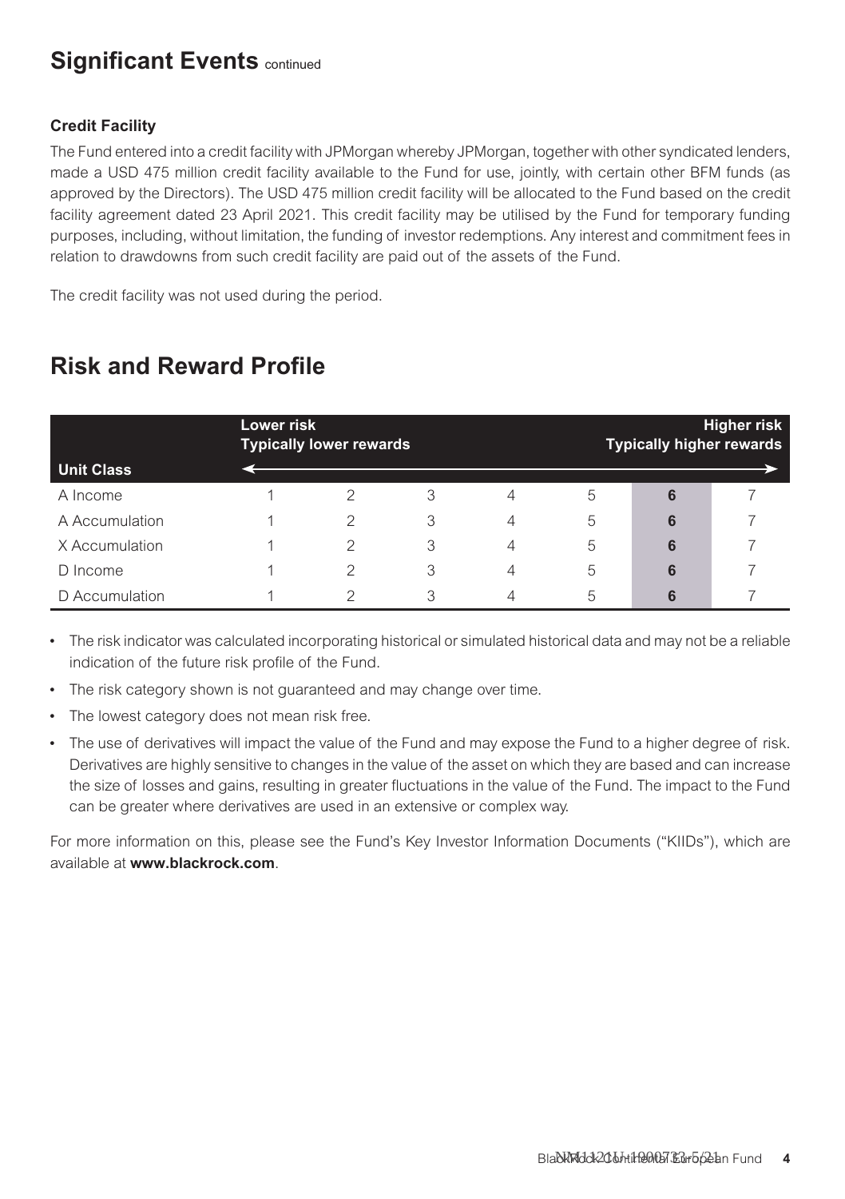## Significant Events continued

### Credit Facility

The Fund entered into a credit facility with JPMorgan whereby JPMorgan, together with other syndicated lenders, made a USD 475 million credit facility available to the Fund for use, jointly, with certain other BFM funds (as approved by the Directors). The USD 475 million credit facility will be allocated to the Fund based on the credit facility agreement dated 23 April 2021. This credit facility may be utilised by the Fund for temporary funding purposes, including, without limitation, the funding of investor redemptions. Any interest and commitment fees in relation to drawdowns from such credit facility are paid out of the assets of the Fund.

The credit facility was not used during the period.

## Risk and Reward Profile

| Unit Class | Lower risk<br>Typically lower rewards | | | | | | Higher risk<br>Typically higher rewards |
|---|---|---|---|---|---|---|---|
| A Income | 1 | 2 | 3 | 4 | 5 | **6** | 7 |
| A Accumulation | 1 | 2 | 3 | 4 | 5 | **6** | 7 |
| X Accumulation | 1 | 2 | 3 | 4 | 5 | **6** | 7 |
| D Income | 1 | 2 | 3 | 4 | 5 | **6** | 7 |
| D Accumulation | 1 | 2 | 3 | 4 | 5 | **6** | 7 |

- The risk indicator was calculated incorporating historical or simulated historical data and may not be a reliable indication of the future risk profile of the Fund.
- The risk category shown is not guaranteed and may change over time.
- The lowest category does not mean risk free.
- The use of derivatives will impact the value of the Fund and may expose the Fund to a higher degree of risk. Derivatives are highly sensitive to changes in the value of the asset on which they are based and can increase the size of losses and gains, resulting in greater fluctuations in the value of the Fund. The impact to the Fund can be greater where derivatives are used in an extensive or complex way.

For more information on this, please see the Fund's Key Investor Information Documents ("KIIDs"), which are available at **www.blackrock.com**.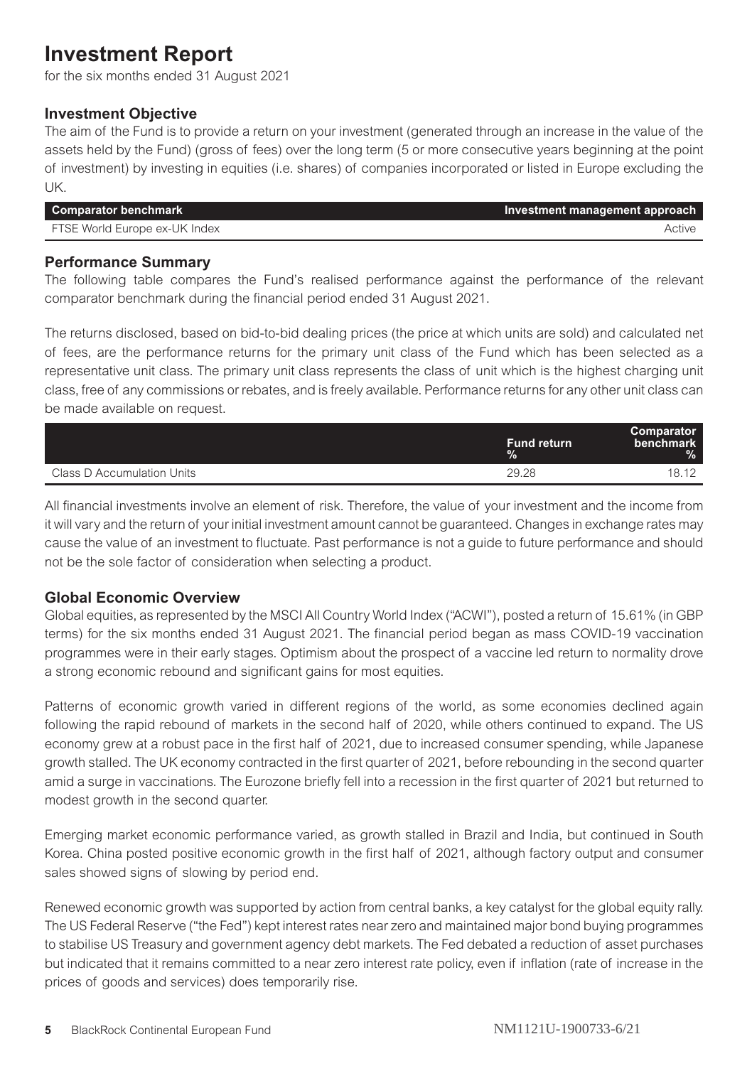# Investment Report

for the six months ended 31 August 2021

## Investment Objective

The aim of the Fund is to provide a return on your investment (generated through an increase in the value of the assets held by the Fund) (gross of fees) over the long term (5 or more consecutive years beginning at the point of investment) by investing in equities (i.e. shares) of companies incorporated or listed in Europe excluding the UK.

| Comparator benchmark | Investment management approach |
| --- | --- |
| FTSE World Europe ex-UK Index | Active |

## Performance Summary

The following table compares the Fund's realised performance against the performance of the relevant comparator benchmark during the financial period ended 31 August 2021.

The returns disclosed, based on bid-to-bid dealing prices (the price at which units are sold) and calculated net of fees, are the performance returns for the primary unit class of the Fund which has been selected as a representative unit class. The primary unit class represents the class of unit which is the highest charging unit class, free of any commissions or rebates, and is freely available. Performance returns for any other unit class can be made available on request.

| | Fund return % | Comparator benchmark % |
| --- | --- | --- |
| Class D Accumulation Units | 29.28 | 18.12 |

All financial investments involve an element of risk. Therefore, the value of your investment and the income from it will vary and the return of your initial investment amount cannot be guaranteed. Changes in exchange rates may cause the value of an investment to fluctuate. Past performance is not a guide to future performance and should not be the sole factor of consideration when selecting a product.

## Global Economic Overview

Global equities, as represented by the MSCI All Country World Index ("ACWI"), posted a return of 15.61% (in GBP terms) for the six months ended 31 August 2021. The financial period began as mass COVID-19 vaccination programmes were in their early stages. Optimism about the prospect of a vaccine led return to normality drove a strong economic rebound and significant gains for most equities.

Patterns of economic growth varied in different regions of the world, as some economies declined again following the rapid rebound of markets in the second half of 2020, while others continued to expand. The US economy grew at a robust pace in the first half of 2021, due to increased consumer spending, while Japanese growth stalled. The UK economy contracted in the first quarter of 2021, before rebounding in the second quarter amid a surge in vaccinations. The Eurozone briefly fell into a recession in the first quarter of 2021 but returned to modest growth in the second quarter.

Emerging market economic performance varied, as growth stalled in Brazil and India, but continued in South Korea. China posted positive economic growth in the first half of 2021, although factory output and consumer sales showed signs of slowing by period end.

Renewed economic growth was supported by action from central banks, a key catalyst for the global equity rally. The US Federal Reserve ("the Fed") kept interest rates near zero and maintained major bond buying programmes to stabilise US Treasury and government agency debt markets. The Fed debated a reduction of asset purchases but indicated that it remains committed to a near zero interest rate policy, even if inflation (rate of increase in the prices of goods and services) does temporarily rise.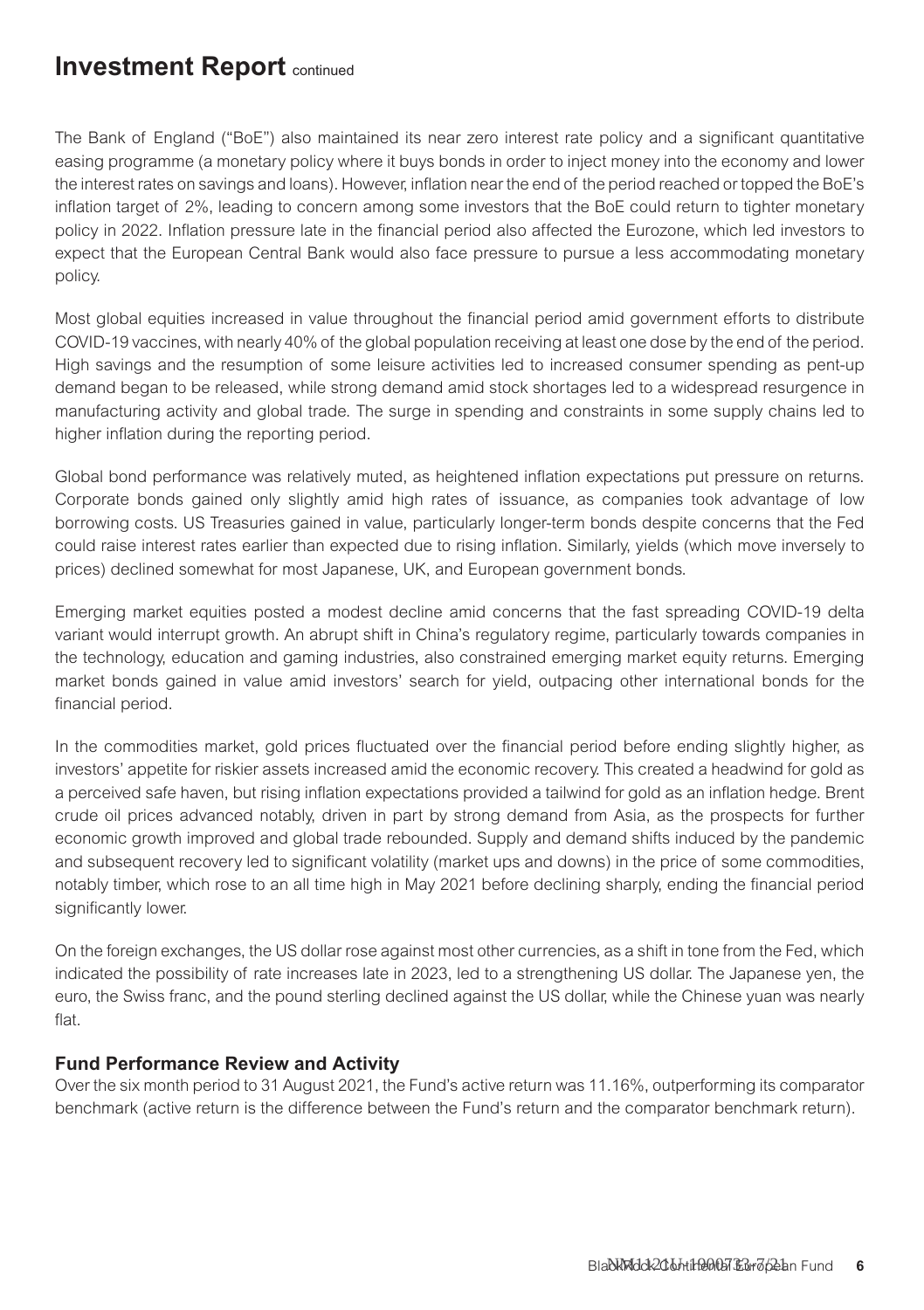# Investment Report continued

The Bank of England ("BoE") also maintained its near zero interest rate policy and a significant quantitative easing programme (a monetary policy where it buys bonds in order to inject money into the economy and lower the interest rates on savings and loans). However, inflation near the end of the period reached or topped the BoE's inflation target of 2%, leading to concern among some investors that the BoE could return to tighter monetary policy in 2022. Inflation pressure late in the financial period also affected the Eurozone, which led investors to expect that the European Central Bank would also face pressure to pursue a less accommodating monetary policy.

Most global equities increased in value throughout the financial period amid government efforts to distribute COVID-19 vaccines, with nearly 40% of the global population receiving at least one dose by the end of the period. High savings and the resumption of some leisure activities led to increased consumer spending as pent-up demand began to be released, while strong demand amid stock shortages led to a widespread resurgence in manufacturing activity and global trade. The surge in spending and constraints in some supply chains led to higher inflation during the reporting period.

Global bond performance was relatively muted, as heightened inflation expectations put pressure on returns. Corporate bonds gained only slightly amid high rates of issuance, as companies took advantage of low borrowing costs. US Treasuries gained in value, particularly longer-term bonds despite concerns that the Fed could raise interest rates earlier than expected due to rising inflation. Similarly, yields (which move inversely to prices) declined somewhat for most Japanese, UK, and European government bonds.

Emerging market equities posted a modest decline amid concerns that the fast spreading COVID-19 delta variant would interrupt growth. An abrupt shift in China's regulatory regime, particularly towards companies in the technology, education and gaming industries, also constrained emerging market equity returns. Emerging market bonds gained in value amid investors' search for yield, outpacing other international bonds for the financial period.

In the commodities market, gold prices fluctuated over the financial period before ending slightly higher, as investors' appetite for riskier assets increased amid the economic recovery. This created a headwind for gold as a perceived safe haven, but rising inflation expectations provided a tailwind for gold as an inflation hedge. Brent crude oil prices advanced notably, driven in part by strong demand from Asia, as the prospects for further economic growth improved and global trade rebounded. Supply and demand shifts induced by the pandemic and subsequent recovery led to significant volatility (market ups and downs) in the price of some commodities, notably timber, which rose to an all time high in May 2021 before declining sharply, ending the financial period significantly lower.

On the foreign exchanges, the US dollar rose against most other currencies, as a shift in tone from the Fed, which indicated the possibility of rate increases late in 2023, led to a strengthening US dollar. The Japanese yen, the euro, the Swiss franc, and the pound sterling declined against the US dollar, while the Chinese yuan was nearly flat.

## Fund Performance Review and Activity

Over the six month period to 31 August 2021, the Fund's active return was 11.16%, outperforming its comparator benchmark (active return is the difference between the Fund's return and the comparator benchmark return).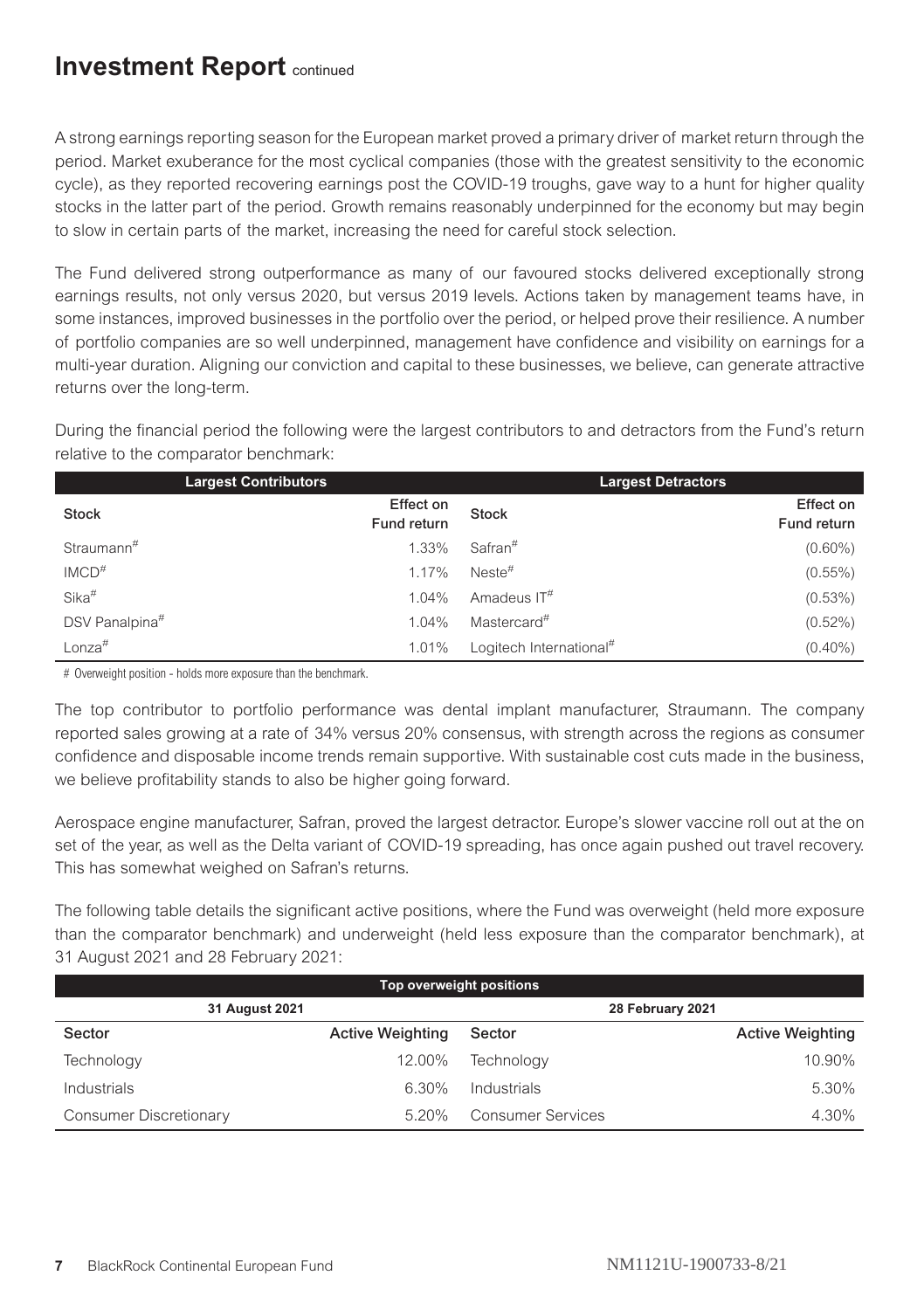# Investment Report continued

A strong earnings reporting season for the European market proved a primary driver of market return through the period. Market exuberance for the most cyclical companies (those with the greatest sensitivity to the economic cycle), as they reported recovering earnings post the COVID-19 troughs, gave way to a hunt for higher quality stocks in the latter part of the period. Growth remains reasonably underpinned for the economy but may begin to slow in certain parts of the market, increasing the need for careful stock selection.

The Fund delivered strong outperformance as many of our favoured stocks delivered exceptionally strong earnings results, not only versus 2020, but versus 2019 levels. Actions taken by management teams have, in some instances, improved businesses in the portfolio over the period, or helped prove their resilience. A number of portfolio companies are so well underpinned, management have confidence and visibility on earnings for a multi-year duration. Aligning our conviction and capital to these businesses, we believe, can generate attractive returns over the long-term.

During the financial period the following were the largest contributors to and detractors from the Fund's return relative to the comparator benchmark:

| Largest Contributors | | Largest Detractors | |
|---|---|---|---|
| **Stock** | **Effect on Fund return** | **Stock** | **Effect on Fund return** |
| Straumann# | 1.33% | Safran# | (0.60%) |
| IMCD# | 1.17% | Neste# | (0.55%) |
| Sika# | 1.04% | Amadeus IT# | (0.53%) |
| DSV Panalpina# | 1.04% | Mastercard# | (0.52%) |
| Lonza# | 1.01% | Logitech International# | (0.40%) |

# Overweight position - holds more exposure than the benchmark.

The top contributor to portfolio performance was dental implant manufacturer, Straumann. The company reported sales growing at a rate of 34% versus 20% consensus, with strength across the regions as consumer confidence and disposable income trends remain supportive. With sustainable cost cuts made in the business, we believe profitability stands to also be higher going forward.

Aerospace engine manufacturer, Safran, proved the largest detractor. Europe's slower vaccine roll out at the on set of the year, as well as the Delta variant of COVID-19 spreading, has once again pushed out travel recovery. This has somewhat weighed on Safran's returns.

The following table details the significant active positions, where the Fund was overweight (held more exposure than the comparator benchmark) and underweight (held less exposure than the comparator benchmark), at 31 August 2021 and 28 February 2021:

| Top overweight positions | | | |
|---|---|---|---|
| **31 August 2021** | | **28 February 2021** | |
| **Sector** | **Active Weighting** | **Sector** | **Active Weighting** |
| Technology | 12.00% | Technology | 10.90% |
| Industrials | 6.30% | Industrials | 5.30% |
| Consumer Discretionary | 5.20% | Consumer Services | 4.30% |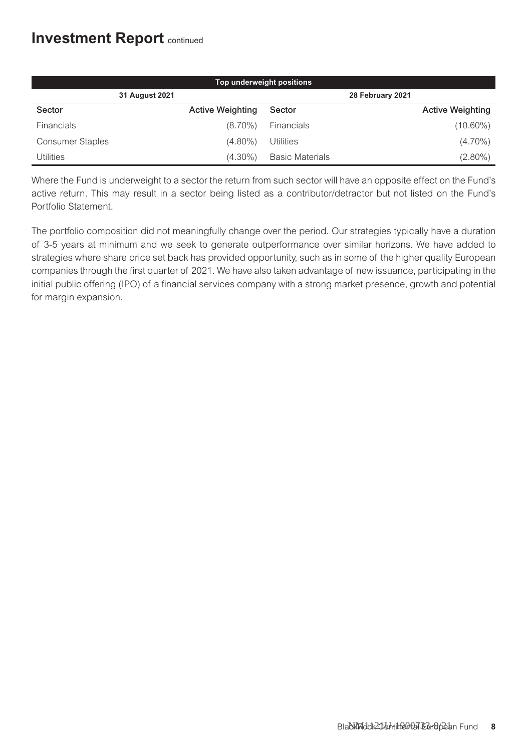# Investment Report continued

| Top underweight positions | | | |
|---|---|---|---|
| 31 August 2021 | | 28 February 2021 | |
| Sector | Active Weighting | Sector | Active Weighting |
| Financials | (8.70%) | Financials | (10.60%) |
| Consumer Staples | (4.80%) | Utilities | (4.70%) |
| Utilities | (4.30%) | Basic Materials | (2.80%) |

Where the Fund is underweight to a sector the return from such sector will have an opposite effect on the Fund's active return. This may result in a sector being listed as a contributor/detractor but not listed on the Fund's Portfolio Statement.

The portfolio composition did not meaningfully change over the period. Our strategies typically have a duration of 3-5 years at minimum and we seek to generate outperformance over similar horizons. We have added to strategies where share price set back has provided opportunity, such as in some of the higher quality European companies through the first quarter of 2021. We have also taken advantage of new issuance, participating in the initial public offering (IPO) of a financial services company with a strong market presence, growth and potential for margin expansion.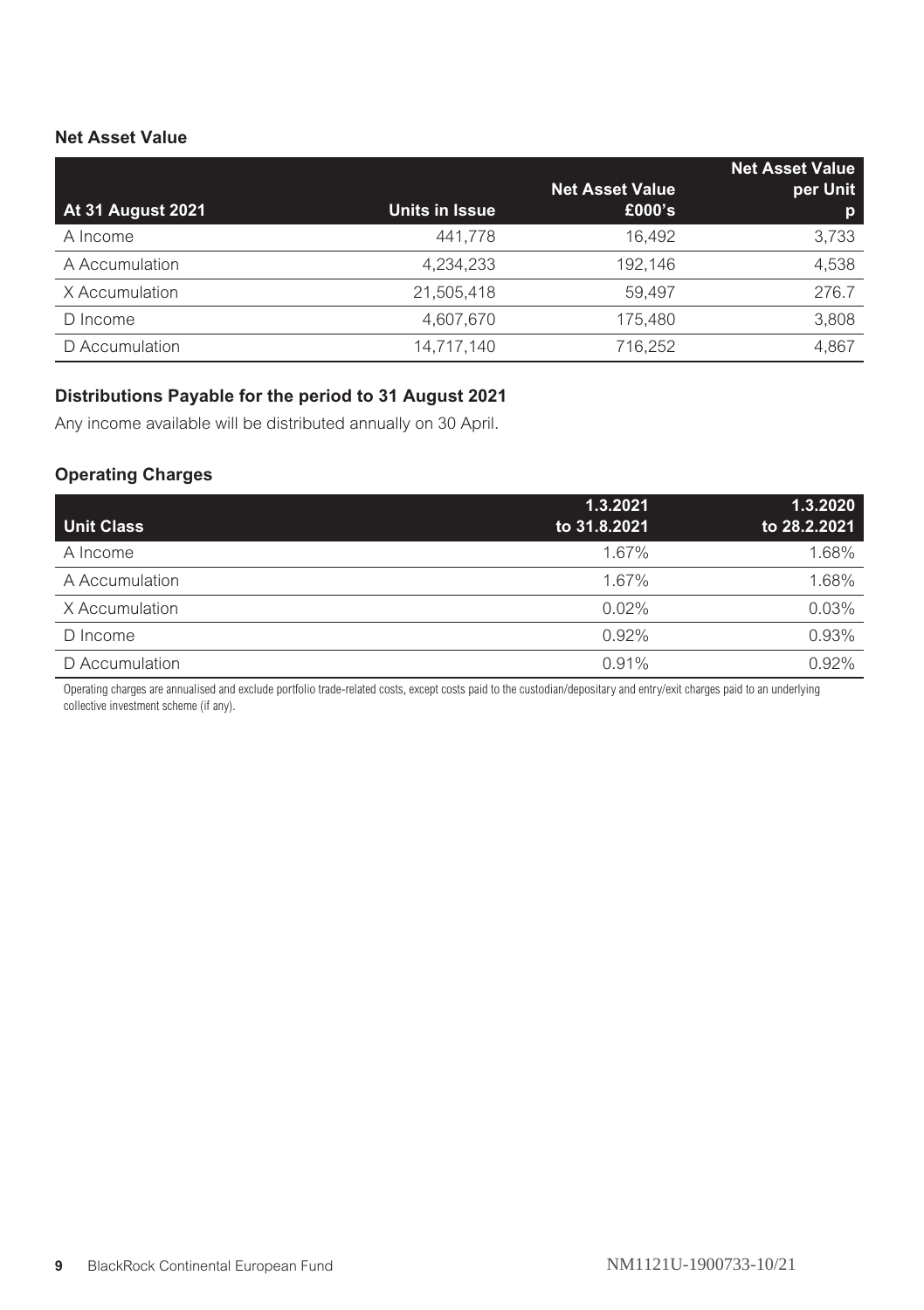### Net Asset Value

| At 31 August 2021 | Units in Issue | Net Asset Value £000's | Net Asset Value per Unit p |
|---|---|---|---|
| A Income | 441,778 | 16,492 | 3,733 |
| A Accumulation | 4,234,233 | 192,146 | 4,538 |
| X Accumulation | 21,505,418 | 59,497 | 276.7 |
| D Income | 4,607,670 | 175,480 | 3,808 |
| D Accumulation | 14,717,140 | 716,252 | 4,867 |

### Distributions Payable for the period to 31 August 2021

Any income available will be distributed annually on 30 April.

### Operating Charges

| Unit Class | 1.3.2021 to 31.8.2021 | 1.3.2020 to 28.2.2021 |
|---|---|---|
| A Income | 1.67% | 1.68% |
| A Accumulation | 1.67% | 1.68% |
| X Accumulation | 0.02% | 0.03% |
| D Income | 0.92% | 0.93% |
| D Accumulation | 0.91% | 0.92% |

Operating charges are annualised and exclude portfolio trade-related costs, except costs paid to the custodian/depositary and entry/exit charges paid to an underlying collective investment scheme (if any).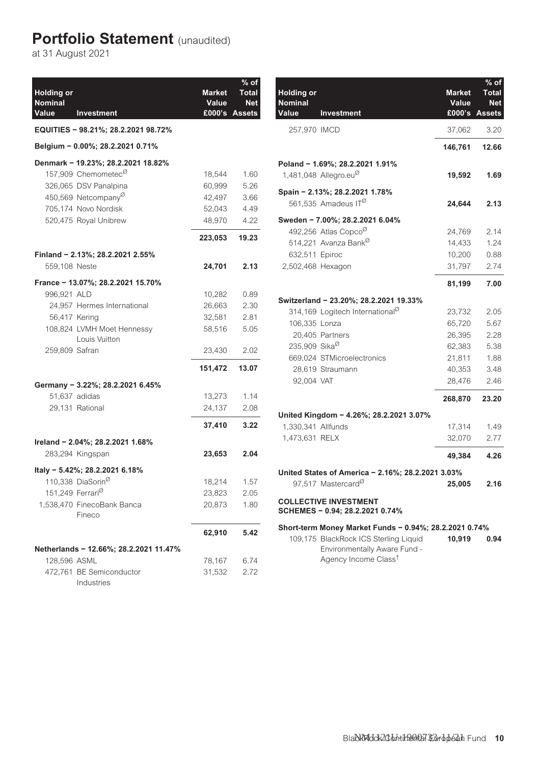# Portfolio Statement (unaudited)

at 31 August 2021

| Holding or Nominal Value | Investment | Market Value £000's | % of Total Net Assets |
|---|---|---|---|
| | **EQUITIES – 98.21%; 28.2.2021 98.72%** | | |
| | **Belgium – 0.00%; 28.2.2021 0.71%** | | |
| | **Denmark – 19.23%; 28.2.2021 18.82%** | | |
| 157,909 | Chemometec[Ø] | 18,544 | 1.60 |
| 326,065 | DSV Panalpina | 60,999 | 5.26 |
| 450,569 | Netcompany[Ø] | 42,497 | 3.66 |
| 705,174 | Novo Nordisk | 52,043 | 4.49 |
| 520,475 | Royal Unibrew | 48,970 | 4.22 |
| | | **223,053** | **19.23** |
| | **Finland – 2.13%; 28.2.2021 2.55%** | | |
| 559,108 | Neste | **24,701** | **2.13** |
| | **France – 13.07%; 28.2.2021 15.70%** | | |
| 996,921 | ALD | 10,282 | 0.89 |
| 24,957 | Hermes International | 26,663 | 2.30 |
| 56,417 | Kering | 32,581 | 2.81 |
| 108,824 | LVMH Moet Hennessy Louis Vuitton | 58,516 | 5.05 |
| 259,809 | Safran | 23,430 | 2.02 |
| | | **151,472** | **13.07** |
| | **Germany – 3.22%; 28.2.2021 6.45%** | | |
| 51,637 | adidas | 13,273 | 1.14 |
| 29,131 | Rational | 24,137 | 2.08 |
| | | **37,410** | **3.22** |
| | **Ireland – 2.04%; 28.2.2021 1.68%** | | |
| 283,294 | Kingspan | **23,653** | **2.04** |
| | **Italy – 5.42%; 28.2.2021 6.18%** | | |
| 110,338 | DiaSorin[Ø] | 18,214 | 1.57 |
| 151,249 | Ferrari[Ø] | 23,823 | 2.05 |
| 1,538,470 | FinecoBank Banca Fineco | 20,873 | 1.80 |
| | | **62,910** | **5.42** |
| | **Netherlands – 12.66%; 28.2.2021 11.47%** | | |
| 128,596 | ASML | 78,167 | 6.74 |
| 472,761 | BE Semiconductor Industries | 31,532 | 2.72 |
| 257,970 | IMCD | 37,062 | 3.20 |
| | | **146,761** | **12.66** |
| | **Poland – 1.69%; 28.2.2021 1.91%** | | |
| 1,481,048 | Allegro.eu[Ø] | **19,592** | **1.69** |
| | **Spain – 2.13%; 28.2.2021 1.78%** | | |
| 561,535 | Amadeus IT[Ø] | **24,644** | **2.13** |
| | **Sweden – 7.00%; 28.2.2021 6.04%** | | |
| 492,256 | Atlas Copco[Ø] | 24,769 | 2.14 |
| 514,221 | Avanza Bank[Ø] | 14,433 | 1.24 |
| 632,511 | Epiroc | 10,200 | 0.88 |
| 2,502,468 | Hexagon | 31,797 | 2.74 |
| | | **81,199** | **7.00** |
| | **Switzerland – 23.20%; 28.2.2021 19.33%** | | |
| 314,169 | Logitech International[Ø] | 23,732 | 2.05 |
| 106,335 | Lonza | 65,720 | 5.67 |
| 20,405 | Partners | 26,395 | 2.28 |
| 235,909 | Sika[Ø] | 62,383 | 5.38 |
| 669,024 | STMicroelectronics | 21,811 | 1.88 |
| 28,619 | Straumann | 40,353 | 3.48 |
| 92,004 | VAT | 28,476 | 2.46 |
| | | **268,870** | **23.20** |
| | **United Kingdom – 4.26%; 28.2.2021 3.07%** | | |
| 1,330,341 | Allfunds | 17,314 | 1.49 |
| 1,473,631 | RELX | 32,070 | 2.77 |
| | | **49,384** | **4.26** |
| | **United States of America – 2.16%; 28.2.2021 3.03%** | | |
| 97,517 | Mastercard[Ø] | **25,005** | **2.16** |
| | **COLLECTIVE INVESTMENT SCHEMES – 0.94; 28.2.2021 0.74%** | | |
| | **Short-term Money Market Funds – 0.94%; 28.2.2021 0.74%** | | |
| 109,175 | BlackRock ICS Sterling Liquid Environmentally Aware Fund - Agency Income Class[†] | **10,919** | **0.94** |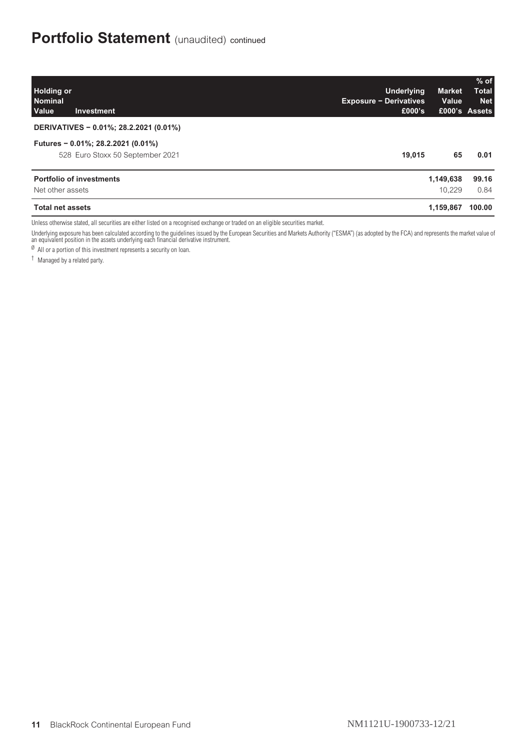# Portfolio Statement (unaudited) continued

| Holding or Nominal Value | Investment | Underlying Exposure – Derivatives £000's | Market Value £000's | % of Total Net Assets |
|---|---|---|---|---|
| | **DERIVATIVES – 0.01%; 28.2.2021 (0.01%)** | | | |
| | **Futures – 0.01%; 28.2.2021 (0.01%)** | | | |
| 528 | Euro Stoxx 50 September 2021 | **19,015** | **65** | **0.01** |
| | **Portfolio of investments** | | **1,149,638** | **99.16** |
| | Net other assets | | 10,229 | 0.84 |
| | **Total net assets** | | **1,159,867** | **100.00** |

Unless otherwise stated, all securities are either listed on a recognised exchange or traded on an eligible securities market.

Underlying exposure has been calculated according to the guidelines issued by the European Securities and Markets Authority ("ESMA") (as adopted by the FCA) and represents the market value of an equivalent position in the assets underlying each financial derivative instrument.

Ø All or a portion of this investment represents a security on loan.

† Managed by a related party.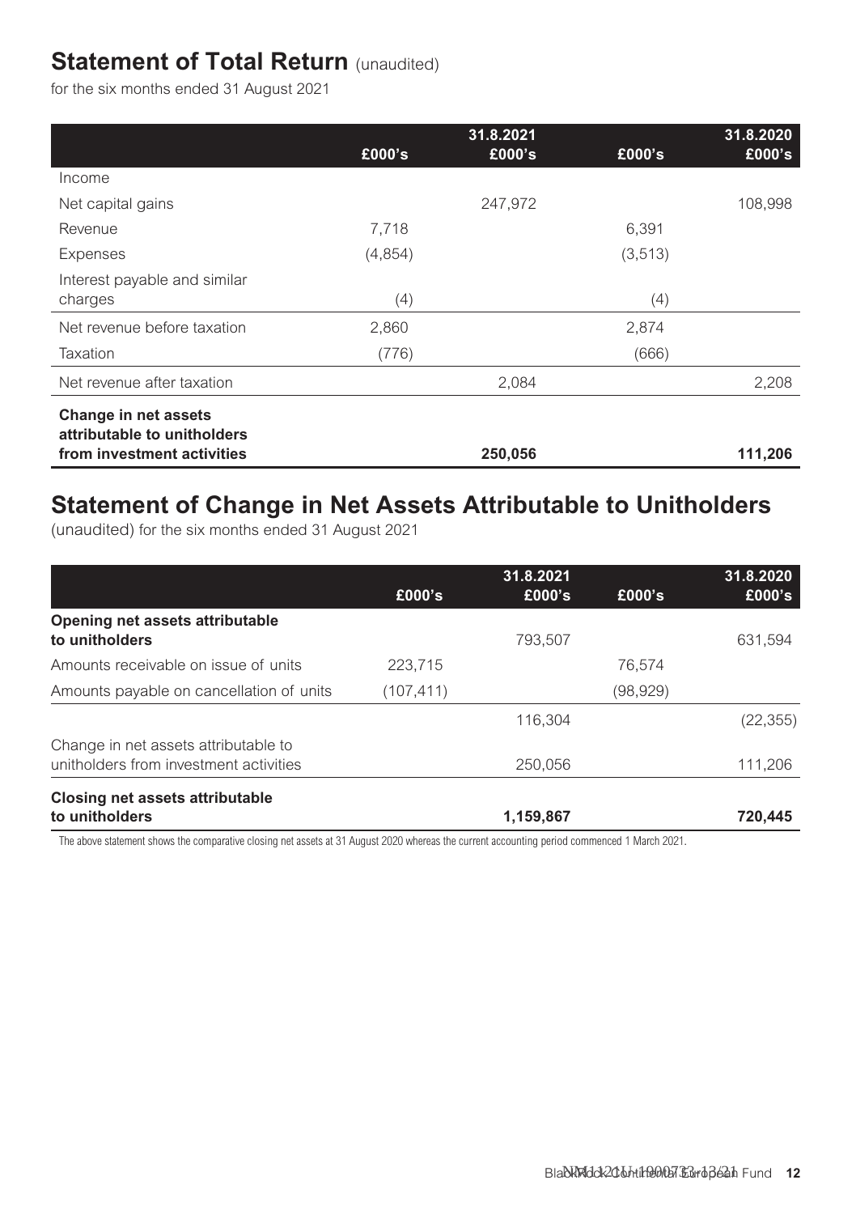# Statement of Total Return (unaudited)

for the six months ended 31 August 2021

| | | 31.8.2021 | | 31.8.2020 |
|---|---|---|---|---|
| | £000's | £000's | £000's | £000's |
| Income | | | | |
| Net capital gains | | 247,972 | | 108,998 |
| Revenue | 7,718 | | 6,391 | |
| Expenses | (4,854) | | (3,513) | |
| Interest payable and similar charges | (4) | | (4) | |
| Net revenue before taxation | 2,860 | | 2,874 | |
| Taxation | (776) | | (666) | |
| Net revenue after taxation | | 2,084 | | 2,208 |
| **Change in net assets attributable to unitholders from investment activities** | | **250,056** | | **111,206** |

# Statement of Change in Net Assets Attributable to Unitholders

(unaudited) for the six months ended 31 August 2021

| | | 31.8.2021 | | 31.8.2020 |
|---|---|---|---|---|
| | £000's | £000's | £000's | £000's |
| **Opening net assets attributable to unitholders** | | 793,507 | | 631,594 |
| Amounts receivable on issue of units | 223,715 | | 76,574 | |
| Amounts payable on cancellation of units | (107,411) | | (98,929) | |
| | | 116,304 | | (22,355) |
| Change in net assets attributable to unitholders from investment activities | | 250,056 | | 111,206 |
| **Closing net assets attributable to unitholders** | | **1,159,867** | | **720,445** |

The above statement shows the comparative closing net assets at 31 August 2020 whereas the current accounting period commenced 1 March 2021.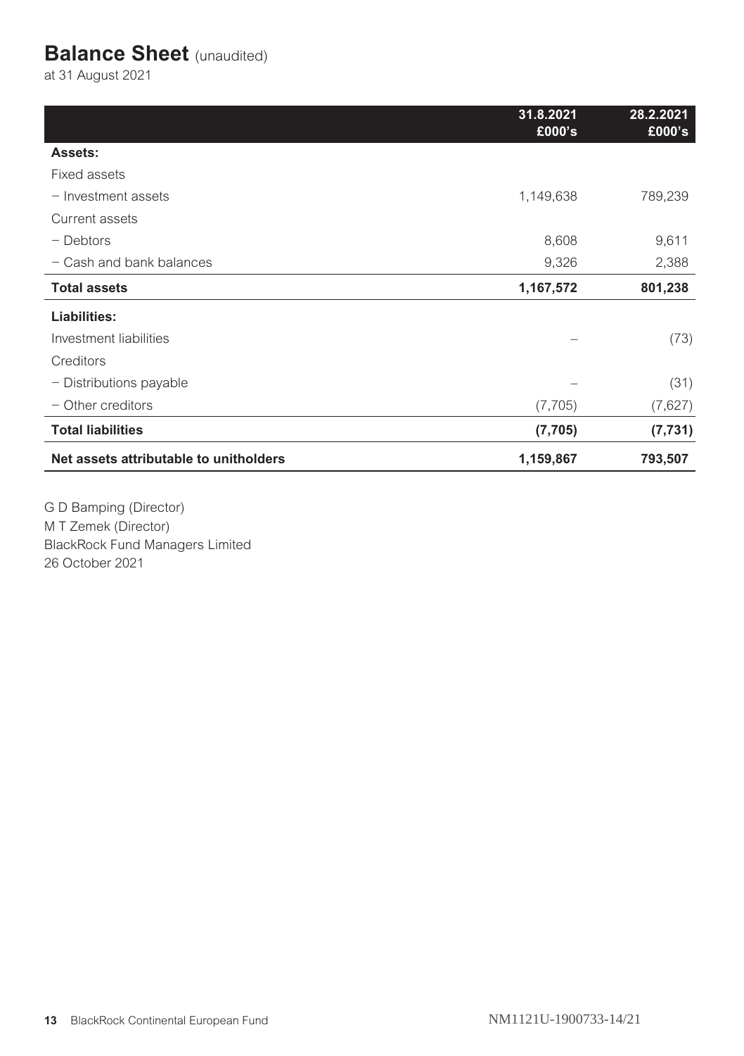# Balance Sheet (unaudited)

at 31 August 2021

| | 31.8.2021 £000's | 28.2.2021 £000's |
|---|---|---|
| **Assets:** | | |
| Fixed assets | | |
| – Investment assets | 1,149,638 | 789,239 |
| Current assets | | |
| – Debtors | 8,608 | 9,611 |
| – Cash and bank balances | 9,326 | 2,388 |
| **Total assets** | **1,167,572** | **801,238** |
| **Liabilities:** | | |
| Investment liabilities | – | (73) |
| Creditors | | |
| – Distributions payable | – | (31) |
| – Other creditors | (7,705) | (7,627) |
| **Total liabilities** | **(7,705)** | **(7,731)** |
| **Net assets attributable to unitholders** | **1,159,867** | **793,507** |

G D Bamping (Director)
M T Zemek (Director)
BlackRock Fund Managers Limited
26 October 2021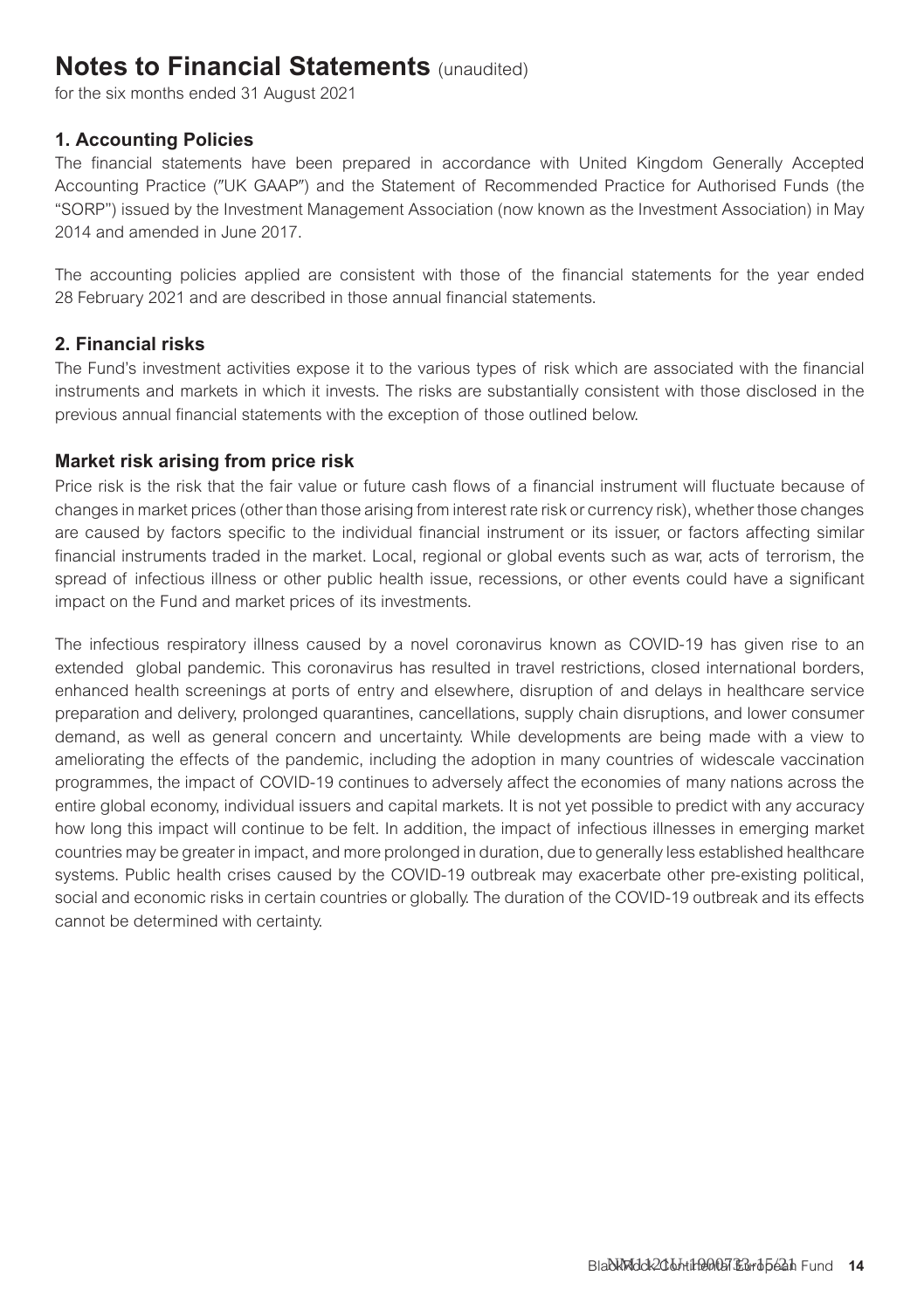# Notes to Financial Statements (unaudited)

for the six months ended 31 August 2021

## 1. Accounting Policies

The financial statements have been prepared in accordance with United Kingdom Generally Accepted Accounting Practice ("UK GAAP") and the Statement of Recommended Practice for Authorised Funds (the "SORP") issued by the Investment Management Association (now known as the Investment Association) in May 2014 and amended in June 2017.

The accounting policies applied are consistent with those of the financial statements for the year ended 28 February 2021 and are described in those annual financial statements.

## 2. Financial risks

The Fund's investment activities expose it to the various types of risk which are associated with the financial instruments and markets in which it invests. The risks are substantially consistent with those disclosed in the previous annual financial statements with the exception of those outlined below.

### Market risk arising from price risk

Price risk is the risk that the fair value or future cash flows of a financial instrument will fluctuate because of changes in market prices (other than those arising from interest rate risk or currency risk), whether those changes are caused by factors specific to the individual financial instrument or its issuer, or factors affecting similar financial instruments traded in the market. Local, regional or global events such as war, acts of terrorism, the spread of infectious illness or other public health issue, recessions, or other events could have a significant impact on the Fund and market prices of its investments.

The infectious respiratory illness caused by a novel coronavirus known as COVID-19 has given rise to an extended global pandemic. This coronavirus has resulted in travel restrictions, closed international borders, enhanced health screenings at ports of entry and elsewhere, disruption of and delays in healthcare service preparation and delivery, prolonged quarantines, cancellations, supply chain disruptions, and lower consumer demand, as well as general concern and uncertainty. While developments are being made with a view to ameliorating the effects of the pandemic, including the adoption in many countries of widescale vaccination programmes, the impact of COVID-19 continues to adversely affect the economies of many nations across the entire global economy, individual issuers and capital markets. It is not yet possible to predict with any accuracy how long this impact will continue to be felt. In addition, the impact of infectious illnesses in emerging market countries may be greater in impact, and more prolonged in duration, due to generally less established healthcare systems. Public health crises caused by the COVID-19 outbreak may exacerbate other pre-existing political, social and economic risks in certain countries or globally. The duration of the COVID-19 outbreak and its effects cannot be determined with certainty.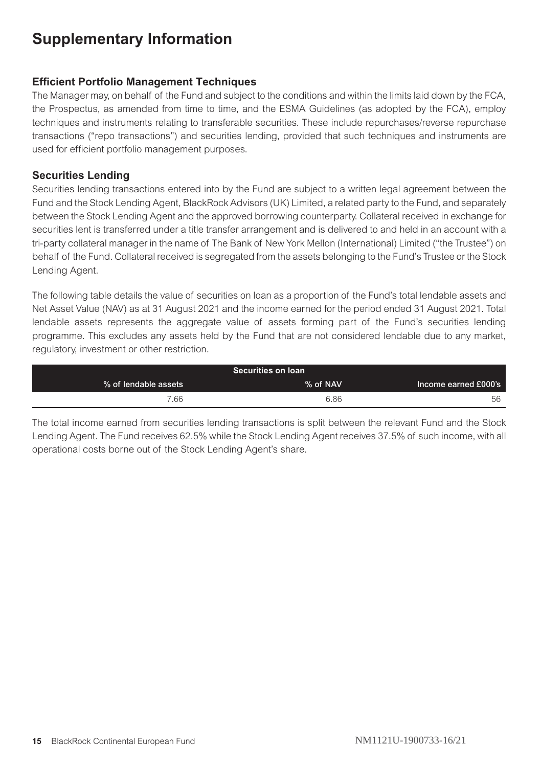# Supplementary Information

## Efficient Portfolio Management Techniques

The Manager may, on behalf of the Fund and subject to the conditions and within the limits laid down by the FCA, the Prospectus, as amended from time to time, and the ESMA Guidelines (as adopted by the FCA), employ techniques and instruments relating to transferable securities. These include repurchases/reverse repurchase transactions ("repo transactions") and securities lending, provided that such techniques and instruments are used for efficient portfolio management purposes.

## Securities Lending

Securities lending transactions entered into by the Fund are subject to a written legal agreement between the Fund and the Stock Lending Agent, BlackRock Advisors (UK) Limited, a related party to the Fund, and separately between the Stock Lending Agent and the approved borrowing counterparty. Collateral received in exchange for securities lent is transferred under a title transfer arrangement and is delivered to and held in an account with a tri-party collateral manager in the name of The Bank of New York Mellon (International) Limited ("the Trustee") on behalf of the Fund. Collateral received is segregated from the assets belonging to the Fund's Trustee or the Stock Lending Agent.

The following table details the value of securities on loan as a proportion of the Fund's total lendable assets and Net Asset Value (NAV) as at 31 August 2021 and the income earned for the period ended 31 August 2021. Total lendable assets represents the aggregate value of assets forming part of the Fund's securities lending programme. This excludes any assets held by the Fund that are not considered lendable due to any market, regulatory, investment or other restriction.

| Securities on loan | | |
|---|---|---|
| % of lendable assets | % of NAV | Income earned £000's |
| 7.66 | 6.86 | 56 |

The total income earned from securities lending transactions is split between the relevant Fund and the Stock Lending Agent. The Fund receives 62.5% while the Stock Lending Agent receives 37.5% of such income, with all operational costs borne out of the Stock Lending Agent's share.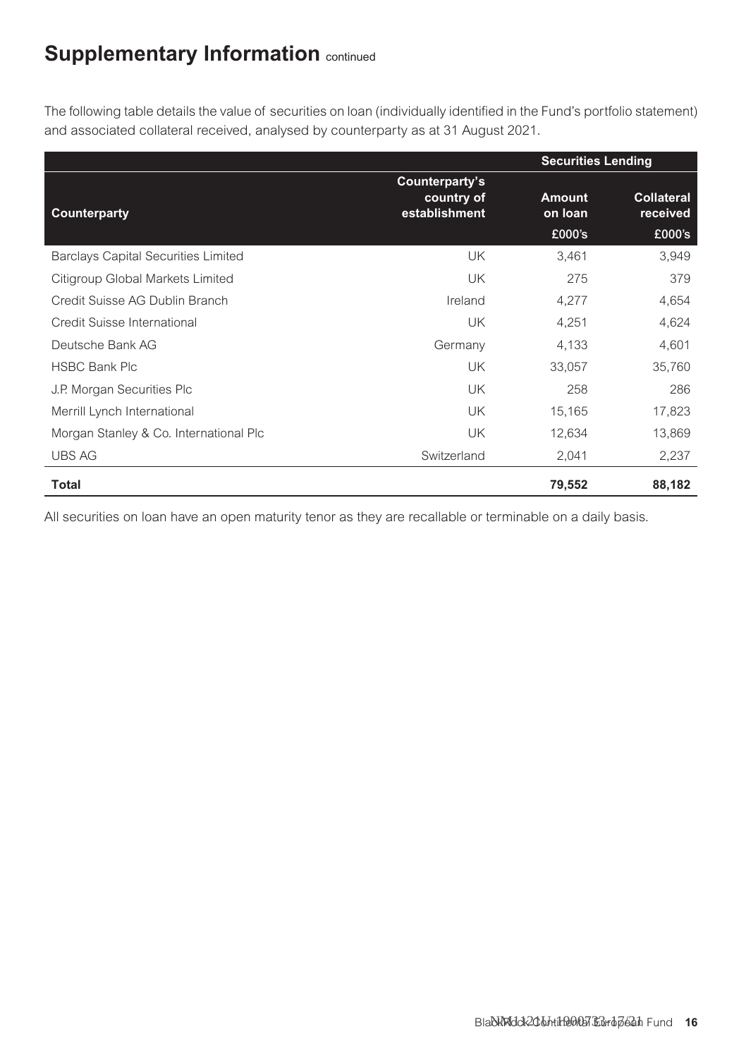## Supplementary Information continued

The following table details the value of securities on loan (individually identified in the Fund's portfolio statement) and associated collateral received, analysed by counterparty as at 31 August 2021.

| | | Securities Lending | |
|---|---|---|---|
| **Counterparty** | **Counterparty's country of establishment** | **Amount on loan £000's** | **Collateral received £000's** |
| Barclays Capital Securities Limited | UK | 3,461 | 3,949 |
| Citigroup Global Markets Limited | UK | 275 | 379 |
| Credit Suisse AG Dublin Branch | Ireland | 4,277 | 4,654 |
| Credit Suisse International | UK | 4,251 | 4,624 |
| Deutsche Bank AG | Germany | 4,133 | 4,601 |
| HSBC Bank Plc | UK | 33,057 | 35,760 |
| J.P. Morgan Securities Plc | UK | 258 | 286 |
| Merrill Lynch International | UK | 15,165 | 17,823 |
| Morgan Stanley & Co. International Plc | UK | 12,634 | 13,869 |
| UBS AG | Switzerland | 2,041 | 2,237 |
| **Total** | | **79,552** | **88,182** |

All securities on loan have an open maturity tenor as they are recallable or terminable on a daily basis.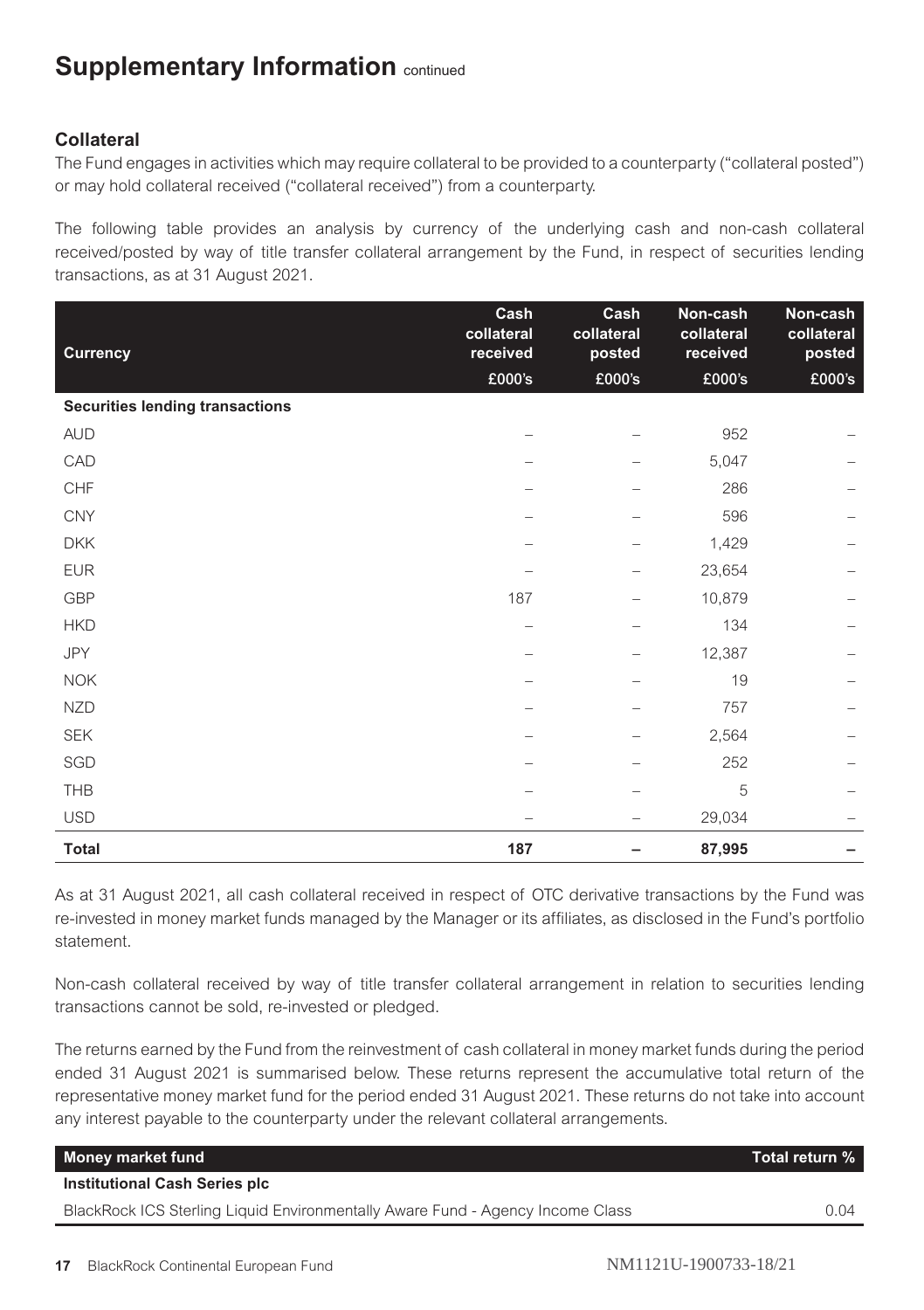# Supplementary Information continued

## Collateral

The Fund engages in activities which may require collateral to be provided to a counterparty ("collateral posted") or may hold collateral received ("collateral received") from a counterparty.

The following table provides an analysis by currency of the underlying cash and non-cash collateral received/posted by way of title transfer collateral arrangement by the Fund, in respect of securities lending transactions, as at 31 August 2021.

| Currency | Cash collateral received £000's | Cash collateral posted £000's | Non-cash collateral received £000's | Non-cash collateral posted £000's |
|---|---|---|---|---|
| **Securities lending transactions** | | | | |
| AUD | – | – | 952 | – |
| CAD | – | – | 5,047 | – |
| CHF | – | – | 286 | – |
| CNY | – | – | 596 | – |
| DKK | – | – | 1,429 | – |
| EUR | – | – | 23,654 | – |
| GBP | 187 | – | 10,879 | – |
| HKD | – | – | 134 | – |
| JPY | – | – | 12,387 | – |
| NOK | – | – | 19 | – |
| NZD | – | – | 757 | – |
| SEK | – | – | 2,564 | – |
| SGD | – | – | 252 | – |
| THB | – | – | 5 | – |
| USD | – | – | 29,034 | – |
| **Total** | **187** | **–** | **87,995** | **–** |

As at 31 August 2021, all cash collateral received in respect of OTC derivative transactions by the Fund was re-invested in money market funds managed by the Manager or its affiliates, as disclosed in the Fund's portfolio statement.

Non-cash collateral received by way of title transfer collateral arrangement in relation to securities lending transactions cannot be sold, re-invested or pledged.

The returns earned by the Fund from the reinvestment of cash collateral in money market funds during the period ended 31 August 2021 is summarised below. These returns represent the accumulative total return of the representative money market fund for the period ended 31 August 2021. These returns do not take into account any interest payable to the counterparty under the relevant collateral arrangements.

| Money market fund | Total return % |
|---|---|
| **Institutional Cash Series plc** | |
| BlackRock ICS Sterling Liquid Environmentally Aware Fund - Agency Income Class | 0.04 |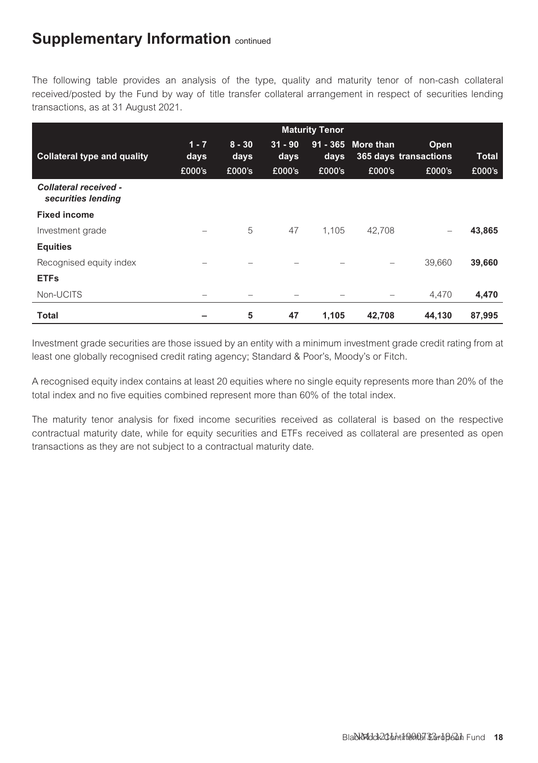## Supplementary Information continued

The following table provides an analysis of the type, quality and maturity tenor of non-cash collateral received/posted by the Fund by way of title transfer collateral arrangement in respect of securities lending transactions, as at 31 August 2021.

| | Maturity Tenor | | | | | | |
|---|---|---|---|---|---|---|---|
| **Collateral type and quality** | **1 - 7 days** | **8 - 30 days** | **31 - 90 days** | **91 - 365 days** | **More than 365 days** | **Open transactions** | **Total** |
| | **£000's** | **£000's** | **£000's** | **£000's** | **£000's** | **£000's** | **£000's** |
| ***Collateral received - securities lending*** | | | | | | | |
| **Fixed income** | | | | | | | |
| Investment grade | – | 5 | 47 | 1,105 | 42,708 | – | **43,865** |
| **Equities** | | | | | | | |
| Recognised equity index | – | – | – | – | – | 39,660 | **39,660** |
| **ETFs** | | | | | | | |
| Non-UCITS | – | – | – | – | – | 4,470 | **4,470** |
| **Total** | **–** | **5** | **47** | **1,105** | **42,708** | **44,130** | **87,995** |

Investment grade securities are those issued by an entity with a minimum investment grade credit rating from at least one globally recognised credit rating agency; Standard & Poor's, Moody's or Fitch.

A recognised equity index contains at least 20 equities where no single equity represents more than 20% of the total index and no five equities combined represent more than 60% of the total index.

The maturity tenor analysis for fixed income securities received as collateral is based on the respective contractual maturity date, while for equity securities and ETFs received as collateral are presented as open transactions as they are not subject to a contractual maturity date.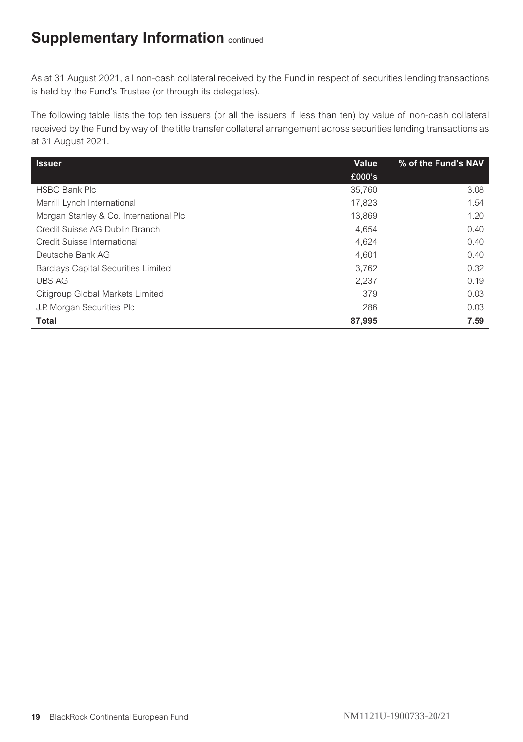## Supplementary Information continued

As at 31 August 2021, all non-cash collateral received by the Fund in respect of securities lending transactions is held by the Fund's Trustee (or through its delegates).

The following table lists the top ten issuers (or all the issuers if less than ten) by value of non-cash collateral received by the Fund by way of the title transfer collateral arrangement across securities lending transactions as at 31 August 2021.

| Issuer | Value £000's | % of the Fund's NAV |
|---|---|---|
| HSBC Bank Plc | 35,760 | 3.08 |
| Merrill Lynch International | 17,823 | 1.54 |
| Morgan Stanley & Co. International Plc | 13,869 | 1.20 |
| Credit Suisse AG Dublin Branch | 4,654 | 0.40 |
| Credit Suisse International | 4,624 | 0.40 |
| Deutsche Bank AG | 4,601 | 0.40 |
| Barclays Capital Securities Limited | 3,762 | 0.32 |
| UBS AG | 2,237 | 0.19 |
| Citigroup Global Markets Limited | 379 | 0.03 |
| J.P. Morgan Securities Plc | 286 | 0.03 |
| **Total** | **87,995** | **7.59** |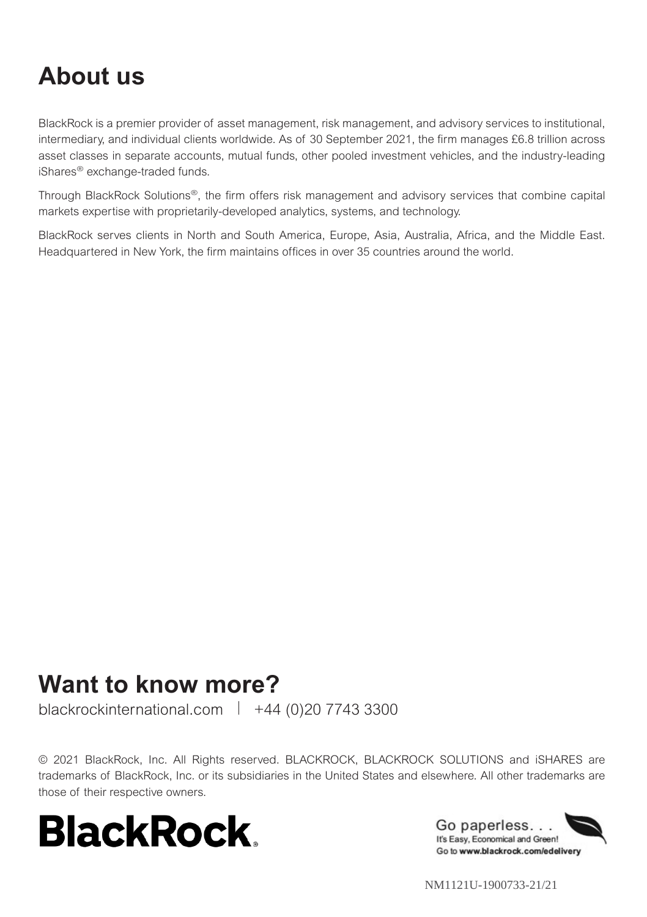# About us

BlackRock is a premier provider of asset management, risk management, and advisory services to institutional, intermediary, and individual clients worldwide. As of 30 September 2021, the firm manages £6.8 trillion across asset classes in separate accounts, mutual funds, other pooled investment vehicles, and the industry-leading iShares® exchange-traded funds.

Through BlackRock Solutions®, the firm offers risk management and advisory services that combine capital markets expertise with proprietarily-developed analytics, systems, and technology.

BlackRock serves clients in North and South America, Europe, Asia, Australia, Africa, and the Middle East. Headquartered in New York, the firm maintains offices in over 35 countries around the world.

# Want to know more?

blackrockinternational.com | +44 (0)20 7743 3300

© 2021 BlackRock, Inc. All Rights reserved. BLACKROCK, BLACKROCK SOLUTIONS and iSHARES are trademarks of BlackRock, Inc. or its subsidiaries in the United States and elsewhere. All other trademarks are those of their respective owners.

BlackRock.

Go paperless. . .
It's Easy, Economical and Green!
Go to **www.blackrock.com/edelivery**

NM1121U-1900733-21/21